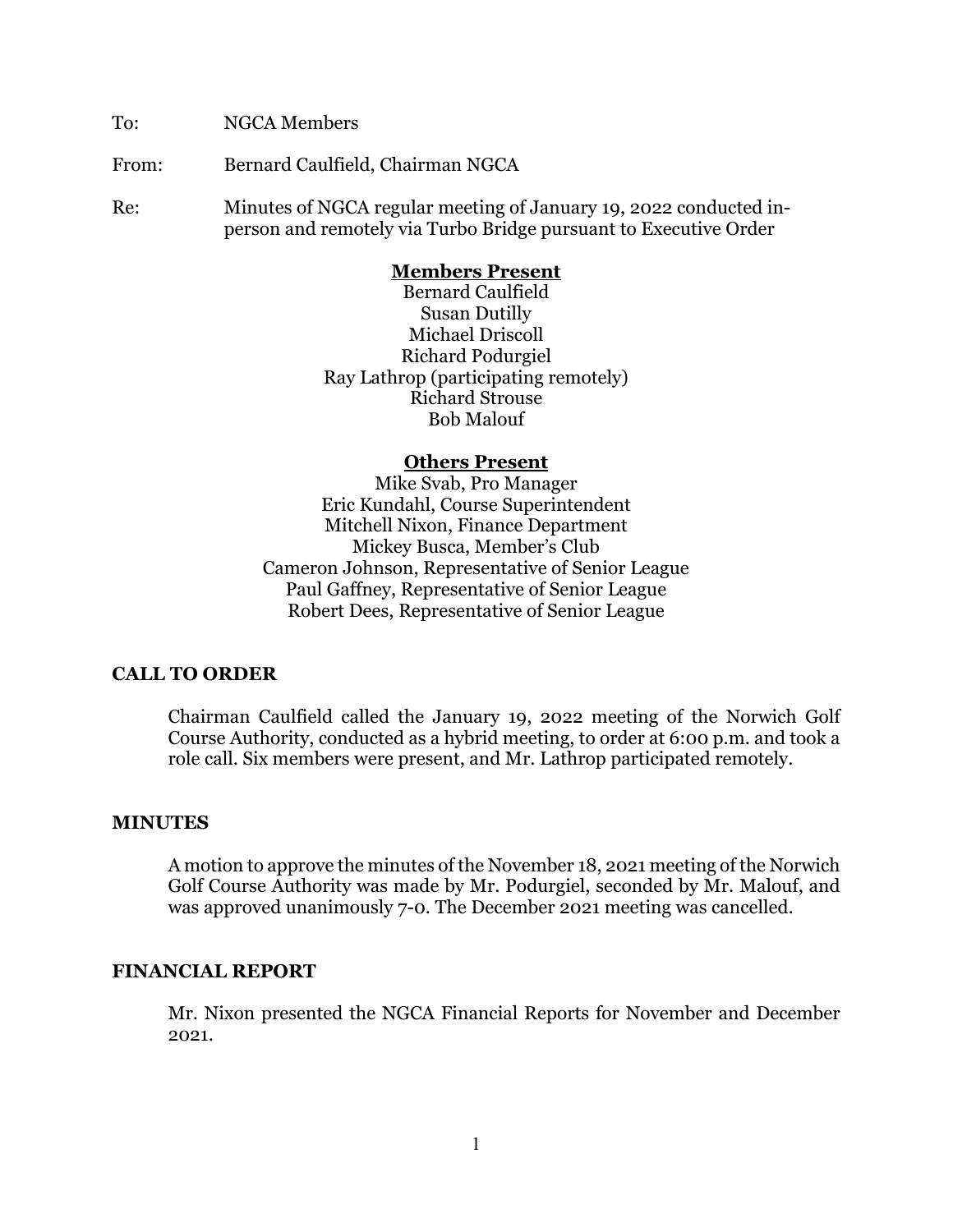To: NGCA Members

From: Bernard Caulfield, Chairman NGCA

Re: Minutes of NGCA regular meeting of January 19, 2022 conducted in-person and remotely via Turbo Bridge pursuant to Executive Order

**Members Present**

Bernard Caulfield
Susan Dutilly
Michael Driscoll
Richard Podurgiel
Ray Lathrop (participating remotely)
Richard Strouse
Bob Malouf

**Others Present**

Mike Svab, Pro Manager
Eric Kundahl, Course Superintendent
Mitchell Nixon, Finance Department
Mickey Busca, Member's Club
Cameron Johnson, Representative of Senior League
Paul Gaffney, Representative of Senior League
Robert Dees, Representative of Senior League

## CALL TO ORDER

Chairman Caulfield called the January 19, 2022 meeting of the Norwich Golf Course Authority, conducted as a hybrid meeting, to order at 6:00 p.m. and took a role call. Six members were present, and Mr. Lathrop participated remotely.

## MINUTES

A motion to approve the minutes of the November 18, 2021 meeting of the Norwich Golf Course Authority was made by Mr. Podurgiel, seconded by Mr. Malouf, and was approved unanimously 7-0. The December 2021 meeting was cancelled.

## FINANCIAL REPORT

Mr. Nixon presented the NGCA Financial Reports for November and December 2021.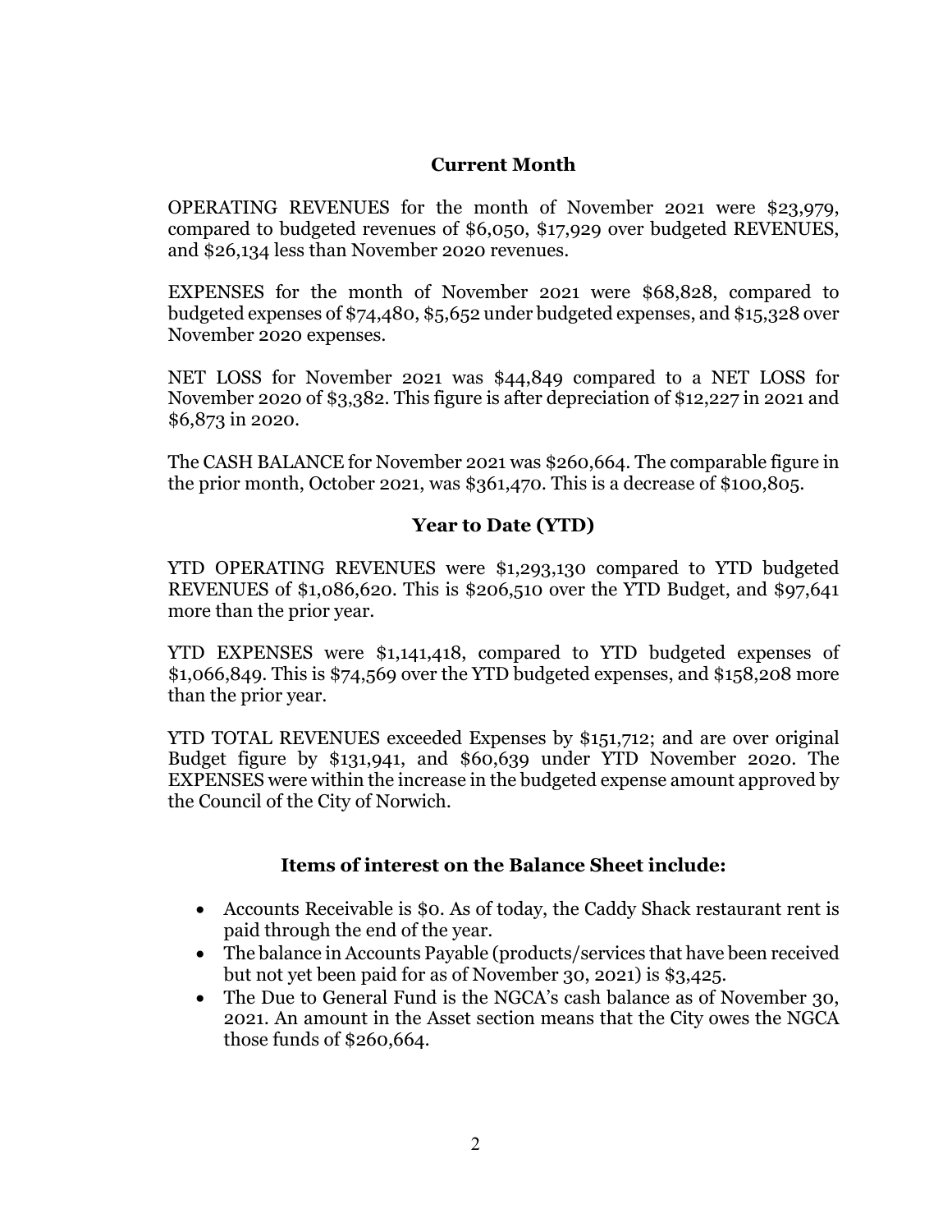## Current Month

OPERATING REVENUES for the month of November 2021 were $23,979, compared to budgeted revenues of $6,050, $17,929 over budgeted REVENUES, and $26,134 less than November 2020 revenues.

EXPENSES for the month of November 2021 were $68,828, compared to budgeted expenses of $74,480, $5,652 under budgeted expenses, and $15,328 over November 2020 expenses.

NET LOSS for November 2021 was $44,849 compared to a NET LOSS for November 2020 of $3,382. This figure is after depreciation of $12,227 in 2021 and $6,873 in 2020.

The CASH BALANCE for November 2021 was $260,664. The comparable figure in the prior month, October 2021, was $361,470. This is a decrease of $100,805.

## Year to Date (YTD)

YTD OPERATING REVENUES were $1,293,130 compared to YTD budgeted REVENUES of $1,086,620. This is $206,510 over the YTD Budget, and $97,641 more than the prior year.

YTD EXPENSES were $1,141,418, compared to YTD budgeted expenses of $1,066,849. This is $74,569 over the YTD budgeted expenses, and $158,208 more than the prior year.

YTD TOTAL REVENUES exceeded Expenses by $151,712; and are over original Budget figure by $131,941, and $60,639 under YTD November 2020. The EXPENSES were within the increase in the budgeted expense amount approved by the Council of the City of Norwich.

## Items of interest on the Balance Sheet include:

- Accounts Receivable is $0. As of today, the Caddy Shack restaurant rent is paid through the end of the year.
- The balance in Accounts Payable (products/services that have been received but not yet been paid for as of November 30, 2021) is $3,425.
- The Due to General Fund is the NGCA's cash balance as of November 30, 2021. An amount in the Asset section means that the City owes the NGCA those funds of $260,664.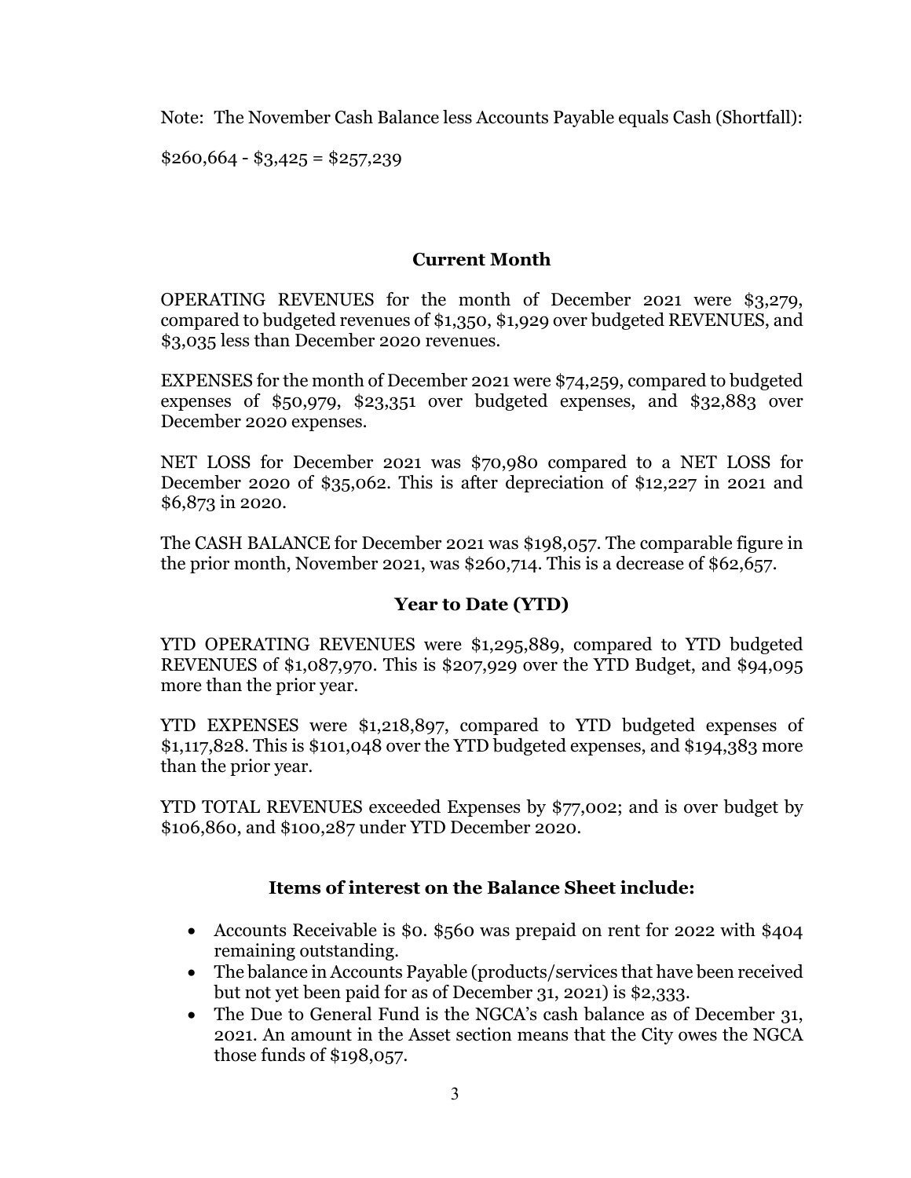Note: The November Cash Balance less Accounts Payable equals Cash (Shortfall):

$260,664 - $3,425 = $257,239

## Current Month

OPERATING REVENUES for the month of December 2021 were $3,279, compared to budgeted revenues of $1,350, $1,929 over budgeted REVENUES, and $3,035 less than December 2020 revenues.

EXPENSES for the month of December 2021 were $74,259, compared to budgeted expenses of $50,979, $23,351 over budgeted expenses, and $32,883 over December 2020 expenses.

NET LOSS for December 2021 was $70,980 compared to a NET LOSS for December 2020 of $35,062. This is after depreciation of $12,227 in 2021 and $6,873 in 2020.

The CASH BALANCE for December 2021 was $198,057. The comparable figure in the prior month, November 2021, was $260,714. This is a decrease of $62,657.

## Year to Date (YTD)

YTD OPERATING REVENUES were $1,295,889, compared to YTD budgeted REVENUES of $1,087,970. This is $207,929 over the YTD Budget, and $94,095 more than the prior year.

YTD EXPENSES were $1,218,897, compared to YTD budgeted expenses of $1,117,828. This is $101,048 over the YTD budgeted expenses, and $194,383 more than the prior year.

YTD TOTAL REVENUES exceeded Expenses by $77,002; and is over budget by $106,860, and $100,287 under YTD December 2020.

## Items of interest on the Balance Sheet include:

- Accounts Receivable is $0. $560 was prepaid on rent for 2022 with $404 remaining outstanding.
- The balance in Accounts Payable (products/services that have been received but not yet been paid for as of December 31, 2021) is $2,333.
- The Due to General Fund is the NGCA's cash balance as of December 31, 2021. An amount in the Asset section means that the City owes the NGCA those funds of $198,057.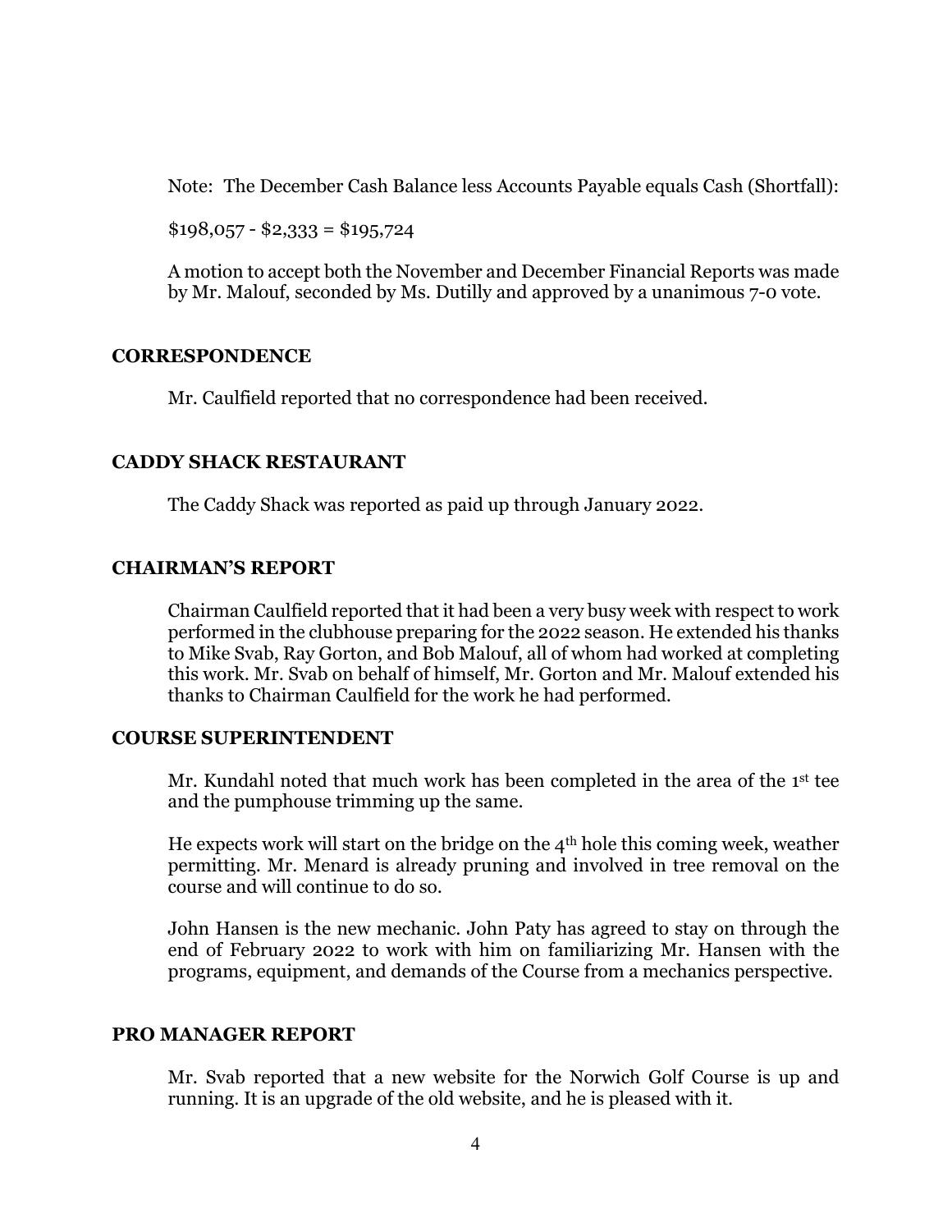Note: The December Cash Balance less Accounts Payable equals Cash (Shortfall):

$198,057 - $2,333 = $195,724

A motion to accept both the November and December Financial Reports was made by Mr. Malouf, seconded by Ms. Dutilly and approved by a unanimous 7-0 vote.

## CORRESPONDENCE

Mr. Caulfield reported that no correspondence had been received.

## CADDY SHACK RESTAURANT

The Caddy Shack was reported as paid up through January 2022.

## CHAIRMAN'S REPORT

Chairman Caulfield reported that it had been a very busy week with respect to work performed in the clubhouse preparing for the 2022 season. He extended his thanks to Mike Svab, Ray Gorton, and Bob Malouf, all of whom had worked at completing this work. Mr. Svab on behalf of himself, Mr. Gorton and Mr. Malouf extended his thanks to Chairman Caulfield for the work he had performed.

## COURSE SUPERINTENDENT

Mr. Kundahl noted that much work has been completed in the area of the 1st tee and the pumphouse trimming up the same.

He expects work will start on the bridge on the 4th hole this coming week, weather permitting. Mr. Menard is already pruning and involved in tree removal on the course and will continue to do so.

John Hansen is the new mechanic. John Paty has agreed to stay on through the end of February 2022 to work with him on familiarizing Mr. Hansen with the programs, equipment, and demands of the Course from a mechanics perspective.

## PRO MANAGER REPORT

Mr. Svab reported that a new website for the Norwich Golf Course is up and running. It is an upgrade of the old website, and he is pleased with it.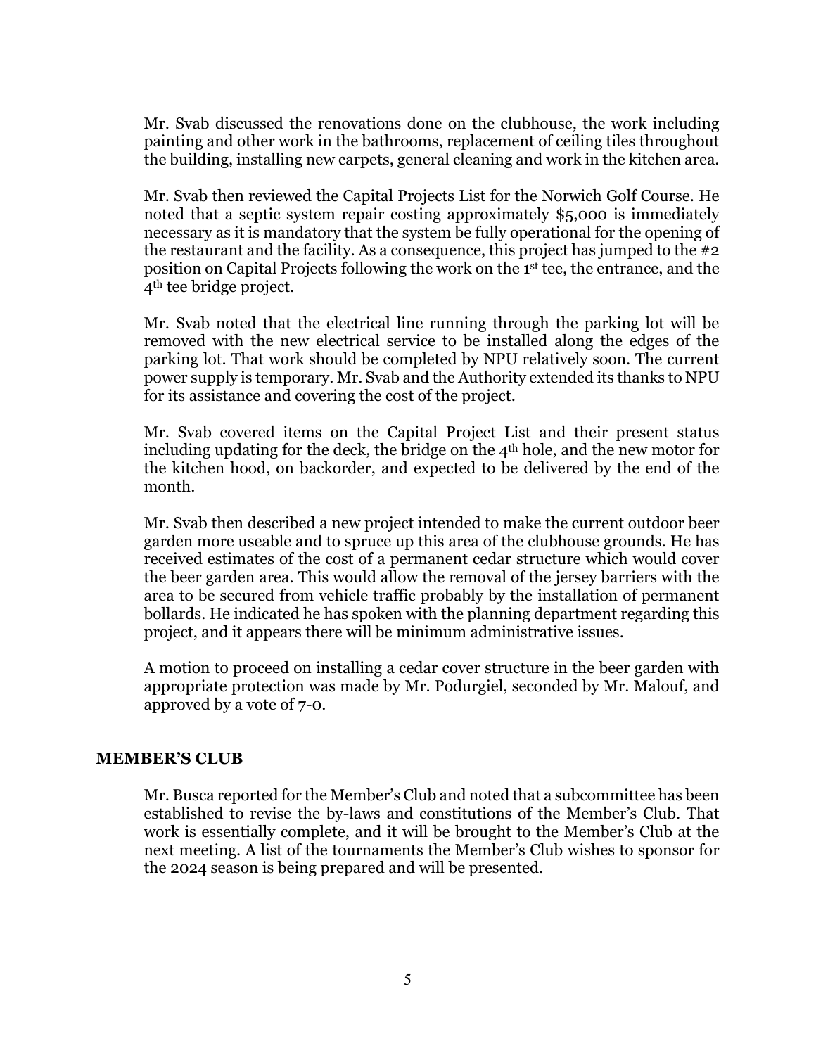Mr. Svab discussed the renovations done on the clubhouse, the work including painting and other work in the bathrooms, replacement of ceiling tiles throughout the building, installing new carpets, general cleaning and work in the kitchen area.

Mr. Svab then reviewed the Capital Projects List for the Norwich Golf Course. He noted that a septic system repair costing approximately $5,000 is immediately necessary as it is mandatory that the system be fully operational for the opening of the restaurant and the facility. As a consequence, this project has jumped to the #2 position on Capital Projects following the work on the 1st tee, the entrance, and the 4th tee bridge project.

Mr. Svab noted that the electrical line running through the parking lot will be removed with the new electrical service to be installed along the edges of the parking lot. That work should be completed by NPU relatively soon. The current power supply is temporary. Mr. Svab and the Authority extended its thanks to NPU for its assistance and covering the cost of the project.

Mr. Svab covered items on the Capital Project List and their present status including updating for the deck, the bridge on the 4th hole, and the new motor for the kitchen hood, on backorder, and expected to be delivered by the end of the month.

Mr. Svab then described a new project intended to make the current outdoor beer garden more useable and to spruce up this area of the clubhouse grounds. He has received estimates of the cost of a permanent cedar structure which would cover the beer garden area. This would allow the removal of the jersey barriers with the area to be secured from vehicle traffic probably by the installation of permanent bollards. He indicated he has spoken with the planning department regarding this project, and it appears there will be minimum administrative issues.

A motion to proceed on installing a cedar cover structure in the beer garden with appropriate protection was made by Mr. Podurgiel, seconded by Mr. Malouf, and approved by a vote of 7-0.

## MEMBER'S CLUB

Mr. Busca reported for the Member's Club and noted that a subcommittee has been established to revise the by-laws and constitutions of the Member's Club. That work is essentially complete, and it will be brought to the Member's Club at the next meeting. A list of the tournaments the Member's Club wishes to sponsor for the 2024 season is being prepared and will be presented.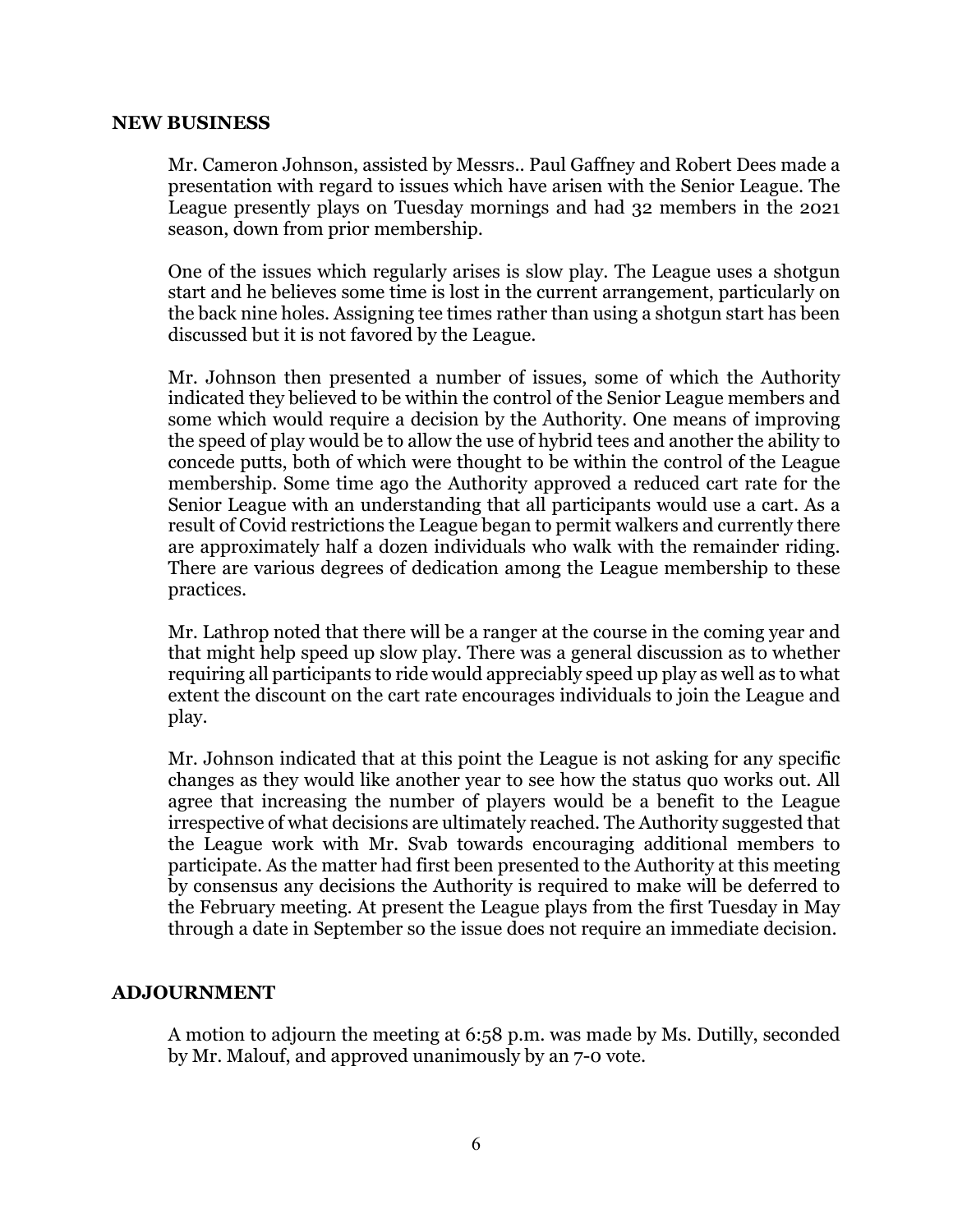## NEW BUSINESS

Mr. Cameron Johnson, assisted by Messrs.. Paul Gaffney and Robert Dees made a presentation with regard to issues which have arisen with the Senior League. The League presently plays on Tuesday mornings and had 32 members in the 2021 season, down from prior membership.

One of the issues which regularly arises is slow play. The League uses a shotgun start and he believes some time is lost in the current arrangement, particularly on the back nine holes. Assigning tee times rather than using a shotgun start has been discussed but it is not favored by the League.

Mr. Johnson then presented a number of issues, some of which the Authority indicated they believed to be within the control of the Senior League members and some which would require a decision by the Authority. One means of improving the speed of play would be to allow the use of hybrid tees and another the ability to concede putts, both of which were thought to be within the control of the League membership. Some time ago the Authority approved a reduced cart rate for the Senior League with an understanding that all participants would use a cart. As a result of Covid restrictions the League began to permit walkers and currently there are approximately half a dozen individuals who walk with the remainder riding. There are various degrees of dedication among the League membership to these practices.

Mr. Lathrop noted that there will be a ranger at the course in the coming year and that might help speed up slow play. There was a general discussion as to whether requiring all participants to ride would appreciably speed up play as well as to what extent the discount on the cart rate encourages individuals to join the League and play.

Mr. Johnson indicated that at this point the League is not asking for any specific changes as they would like another year to see how the status quo works out. All agree that increasing the number of players would be a benefit to the League irrespective of what decisions are ultimately reached. The Authority suggested that the League work with Mr. Svab towards encouraging additional members to participate. As the matter had first been presented to the Authority at this meeting by consensus any decisions the Authority is required to make will be deferred to the February meeting. At present the League plays from the first Tuesday in May through a date in September so the issue does not require an immediate decision.

## ADJOURNMENT

A motion to adjourn the meeting at 6:58 p.m. was made by Ms. Dutilly, seconded by Mr. Malouf, and approved unanimously by an 7-0 vote.